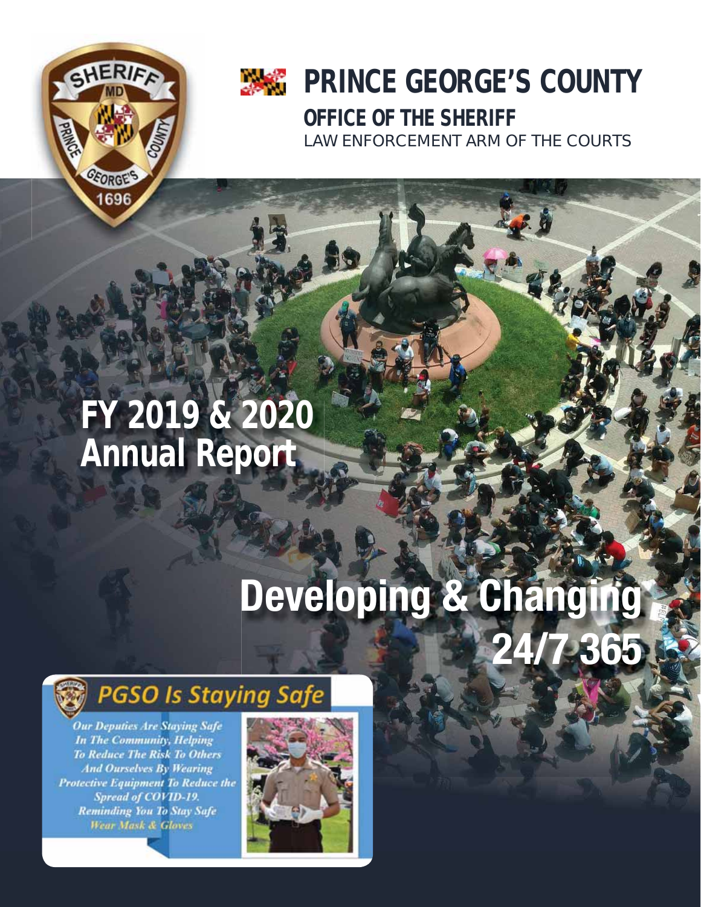# PRINCE GEORGE'S COUNTY

## OFFICE OF THE SHERIFF

LAW ENFORCEMENT ARM OF THE COURTS

# FY 2019 & 2020 Annual Report

# Developing & Changing 24/7 365

## PGSO Is Staying Safe

*Our Deputies Are Staying Safe In The Community, Helping To Reduce The Risk To Others And Ourselves By Wearing Protective Equipment To Reduce the Spread of COVID-19. Reminding You To Stay Safe Wear Mask & Gloves*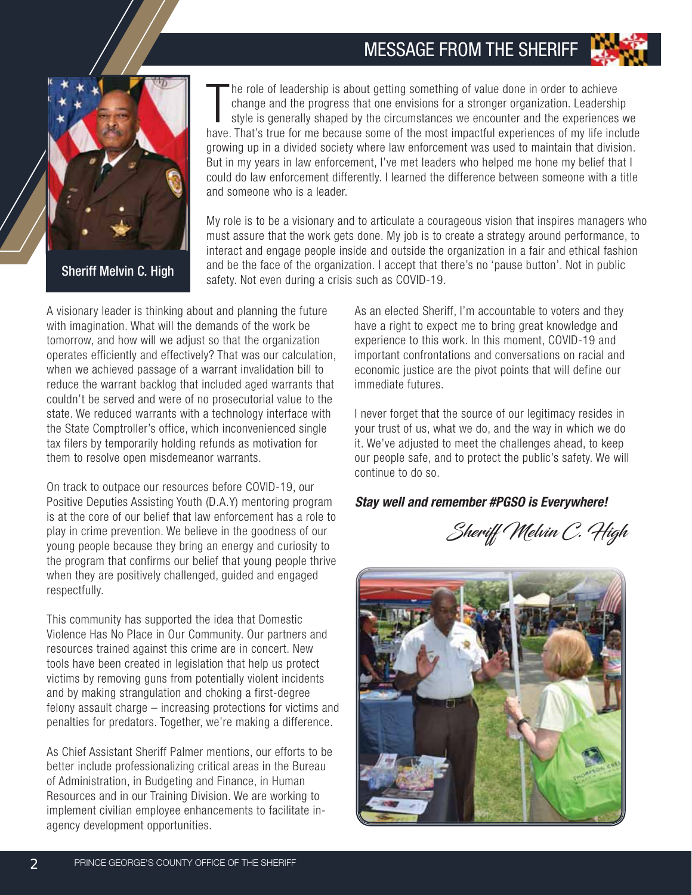# MESSAGE FROM THE SHERIFF

Sheriff Melvin C. High

The role of leadership is about getting something of value done in order to achieve change and the progress that one envisions for a stronger organization. Leadership style is generally shaped by the circumstances we encounter and the experiences we have. That's true for me because some of the most impactful experiences of my life include growing up in a divided society where law enforcement was used to maintain that division. But in my years in law enforcement, I've met leaders who helped me hone my belief that I could do law enforcement differently. I learned the difference between someone with a title and someone who is a leader.

My role is to be a visionary and to articulate a courageous vision that inspires managers who must assure that the work gets done. My job is to create a strategy around performance, to interact and engage people inside and outside the organization in a fair and ethical fashion and be the face of the organization. I accept that there's no 'pause button'. Not in public safety. Not even during a crisis such as COVID-19.

A visionary leader is thinking about and planning the future with imagination. What will the demands of the work be tomorrow, and how will we adjust so that the organization operates efficiently and effectively? That was our calculation, when we achieved passage of a warrant invalidation bill to reduce the warrant backlog that included aged warrants that couldn't be served and were of no prosecutorial value to the state. We reduced warrants with a technology interface with the State Comptroller's office, which inconvenienced single tax filers by temporarily holding refunds as motivation for them to resolve open misdemeanor warrants.

On track to outpace our resources before COVID-19, our Positive Deputies Assisting Youth (D.A.Y) mentoring program is at the core of our belief that law enforcement has a role to play in crime prevention. We believe in the goodness of our young people because they bring an energy and curiosity to the program that confirms our belief that young people thrive when they are positively challenged, guided and engaged respectfully.

This community has supported the idea that Domestic Violence Has No Place in Our Community. Our partners and resources trained against this crime are in concert. New tools have been created in legislation that help us protect victims by removing guns from potentially violent incidents and by making strangulation and choking a first-degree felony assault charge – increasing protections for victims and penalties for predators. Together, we're making a difference.

As Chief Assistant Sheriff Palmer mentions, our efforts to be better include professionalizing critical areas in the Bureau of Administration, in Budgeting and Finance, in Human Resources and in our Training Division. We are working to implement civilian employee enhancements to facilitate in-agency development opportunities.

As an elected Sheriff, I'm accountable to voters and they have a right to expect me to bring great knowledge and experience to this work. In this moment, COVID-19 and important confrontations and conversations on racial and economic justice are the pivot points that will define our immediate futures.

I never forget that the source of our legitimacy resides in your trust of us, what we do, and the way in which we do it. We've adjusted to meet the challenges ahead, to keep our people safe, and to protect the public's safety. We will continue to do so.

***Stay well and remember #PGSO is Everywhere!***

*Sheriff Melvin C. High*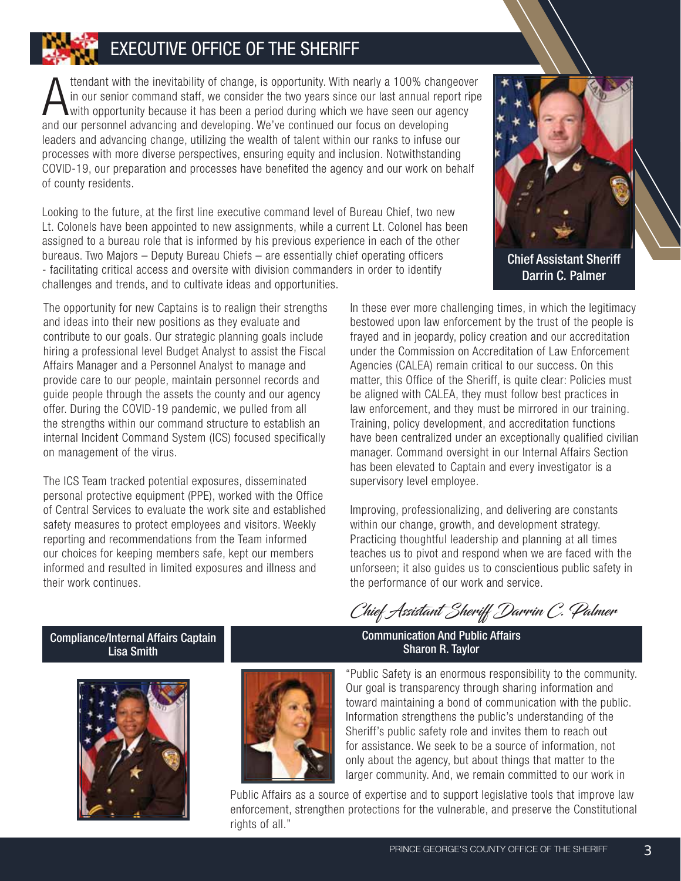# EXECUTIVE OFFICE OF THE SHERIFF

Chief Assistant Sheriff Darrin C. Palmer

Attendant with the inevitability of change, is opportunity. With nearly a 100% changeover in our senior command staff, we consider the two years since our last annual report ripe with opportunity because it has been a period during which we have seen our agency and our personnel advancing and developing. We've continued our focus on developing leaders and advancing change, utilizing the wealth of talent within our ranks to infuse our processes with more diverse perspectives, ensuring equity and inclusion. Notwithstanding COVID-19, our preparation and processes have benefited the agency and our work on behalf of county residents.

Looking to the future, at the first line executive command level of Bureau Chief, two new Lt. Colonels have been appointed to new assignments, while a current Lt. Colonel has been assigned to a bureau role that is informed by his previous experience in each of the other bureaus. Two Majors – Deputy Bureau Chiefs – are essentially chief operating officers - facilitating critical access and oversite with division commanders in order to identify challenges and trends, and to cultivate ideas and opportunities.

The opportunity for new Captains is to realign their strengths and ideas into their new positions as they evaluate and contribute to our goals. Our strategic planning goals include hiring a professional level Budget Analyst to assist the Fiscal Affairs Manager and a Personnel Analyst to manage and provide care to our people, maintain personnel records and guide people through the assets the county and our agency offer. During the COVID-19 pandemic, we pulled from all the strengths within our command structure to establish an internal Incident Command System (ICS) focused specifically on management of the virus.

The ICS Team tracked potential exposures, disseminated personal protective equipment (PPE), worked with the Office of Central Services to evaluate the work site and established safety measures to protect employees and visitors. Weekly reporting and recommendations from the Team informed our choices for keeping members safe, kept our members informed and resulted in limited exposures and illness and their work continues.

In these ever more challenging times, in which the legitimacy bestowed upon law enforcement by the trust of the people is frayed and in jeopardy, policy creation and our accreditation under the Commission on Accreditation of Law Enforcement Agencies (CALEA) remain critical to our success. On this matter, this Office of the Sheriff, is quite clear: Policies must be aligned with CALEA, they must follow best practices in law enforcement, and they must be mirrored in our training. Training, policy development, and accreditation functions have been centralized under an exceptionally qualified civilian manager. Command oversight in our Internal Affairs Section has been elevated to Captain and every investigator is a supervisory level employee.

Improving, professionalizing, and delivering are constants within our change, growth, and development strategy. Practicing thoughtful leadership and planning at all times teaches us to pivot and respond when we are faced with the unforseen; it also guides us to conscientious public safety in the performance of our work and service.

*Chief Assistant Sheriff Darrin C. Palmer*

**Compliance/Internal Affairs Captain**
**Lisa Smith**

**Communication And Public Affairs**
**Sharon R. Taylor**

"Public Safety is an enormous responsibility to the community. Our goal is transparency through sharing information and toward maintaining a bond of communication with the public. Information strengthens the public's understanding of the Sheriff's public safety role and invites them to reach out for assistance. We seek to be a source of information, not only about the agency, but about things that matter to the larger community. And, we remain committed to our work in Public Affairs as a source of expertise and to support legislative tools that improve law enforcement, strengthen protections for the vulnerable, and preserve the Constitutional rights of all."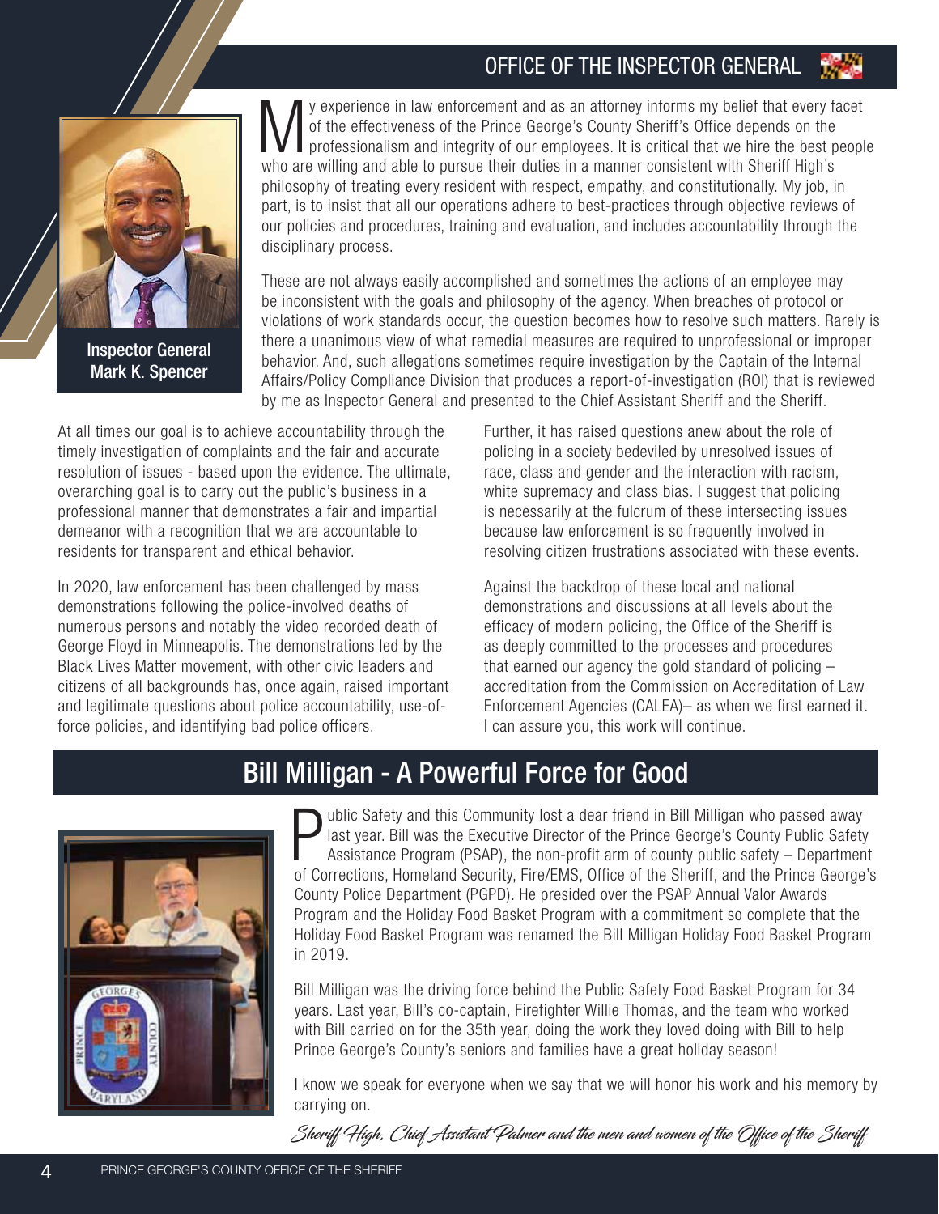# OFFICE OF THE INSPECTOR GENERAL

Inspector General Mark K. Spencer

My experience in law enforcement and as an attorney informs my belief that every facet of the effectiveness of the Prince George's County Sheriff's Office depends on the professionalism and integrity of our employees. It is critical that we hire the best people who are willing and able to pursue their duties in a manner consistent with Sheriff High's philosophy of treating every resident with respect, empathy, and constitutionally. My job, in part, is to insist that all our operations adhere to best-practices through objective reviews of our policies and procedures, training and evaluation, and includes accountability through the disciplinary process.

These are not always easily accomplished and sometimes the actions of an employee may be inconsistent with the goals and philosophy of the agency. When breaches of protocol or violations of work standards occur, the question becomes how to resolve such matters. Rarely is there a unanimous view of what remedial measures are required to unprofessional or improper behavior. And, such allegations sometimes require investigation by the Captain of the Internal Affairs/Policy Compliance Division that produces a report-of-investigation (ROI) that is reviewed by me as Inspector General and presented to the Chief Assistant Sheriff and the Sheriff.

At all times our goal is to achieve accountability through the timely investigation of complaints and the fair and accurate resolution of issues - based upon the evidence. The ultimate, overarching goal is to carry out the public's business in a professional manner that demonstrates a fair and impartial demeanor with a recognition that we are accountable to residents for transparent and ethical behavior.

In 2020, law enforcement has been challenged by mass demonstrations following the police-involved deaths of numerous persons and notably the video recorded death of George Floyd in Minneapolis. The demonstrations led by the Black Lives Matter movement, with other civic leaders and citizens of all backgrounds has, once again, raised important and legitimate questions about police accountability, use-of-force policies, and identifying bad police officers.

Further, it has raised questions anew about the role of policing in a society bedeviled by unresolved issues of race, class and gender and the interaction with racism, white supremacy and class bias. I suggest that policing is necessarily at the fulcrum of these intersecting issues because law enforcement is so frequently involved in resolving citizen frustrations associated with these events.

Against the backdrop of these local and national demonstrations and discussions at all levels about the efficacy of modern policing, the Office of the Sheriff is as deeply committed to the processes and procedures that earned our agency the gold standard of policing – accreditation from the Commission on Accreditation of Law Enforcement Agencies (CALEA)– as when we first earned it. I can assure you, this work will continue.

## Bill Milligan - A Powerful Force for Good

Public Safety and this Community lost a dear friend in Bill Milligan who passed away last year. Bill was the Executive Director of the Prince George's County Public Safety Assistance Program (PSAP), the non-profit arm of county public safety – Department of Corrections, Homeland Security, Fire/EMS, Office of the Sheriff, and the Prince George's County Police Department (PGPD). He presided over the PSAP Annual Valor Awards Program and the Holiday Food Basket Program with a commitment so complete that the Holiday Food Basket Program was renamed the Bill Milligan Holiday Food Basket Program in 2019.

Bill Milligan was the driving force behind the Public Safety Food Basket Program for 34 years. Last year, Bill's co-captain, Firefighter Willie Thomas, and the team who worked with Bill carried on for the 35th year, doing the work they loved doing with Bill to help Prince George's County's seniors and families have a great holiday season!

I know we speak for everyone when we say that we will honor his work and his memory by carrying on.

*Sheriff High, Chief Assistant Palmer and the men and women of the Office of the Sheriff*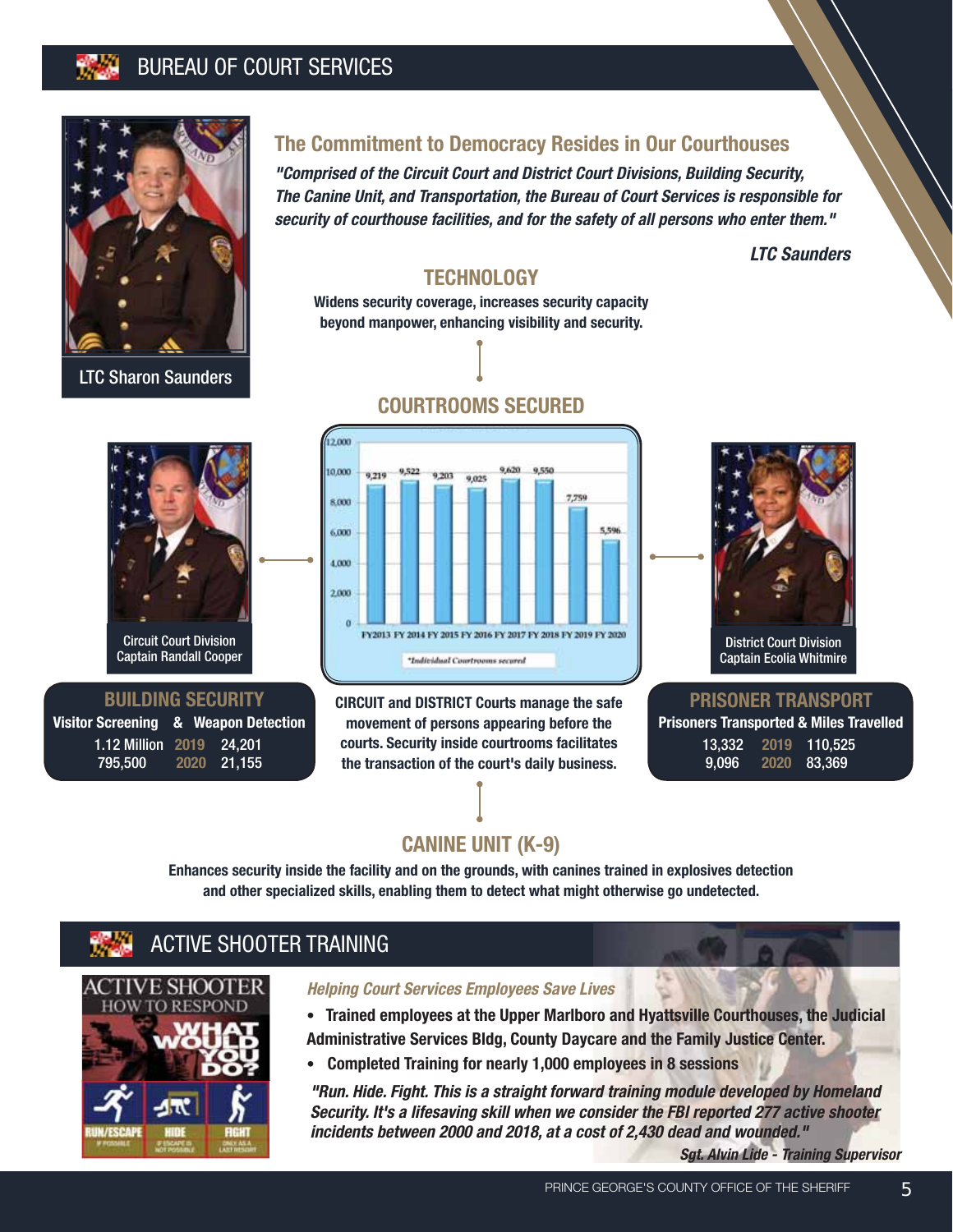# BUREAU OF COURT SERVICES

LTC Sharon Saunders

## The Commitment to Democracy Resides in Our Courthouses

*"Comprised of the Circuit Court and District Court Divisions, Building Security, The Canine Unit, and Transportation, the Bureau of Court Services is responsible for security of courthouse facilities, and for the safety of all persons who enter them."*

***LTC Saunders***

### TECHNOLOGY

**Widens security coverage, increases security capacity beyond manpower, enhancing visibility and security.**

### COURTROOMS SECURED

| Fiscal Year | Courtrooms Secured |
|---|---|
| FY2013 | 9,219 |
| FY 2014 | 9,522 |
| FY 2015 | 9,203 |
| FY 2016 | 9,025 |
| FY 2017 | 9,620 |
| FY 2018 | 9,550 |
| FY 2019 | 7,759 |
| FY 2020 | 5,596 |

*"Individual Courtrooms secured"*

Circuit Court Division
Captain Randall Cooper

District Court Division
Captain Ecolia Whitmire

### BUILDING SECURITY

| Visitor Screening | | Weapon Detection |
|---|---|---|
| 1.12 Million | 2019 | 24,201 |
| 795,500 | 2020 | 21,155 |

**CIRCUIT and DISTRICT Courts manage the safe movement of persons appearing before the courts. Security inside courtrooms facilitates the transaction of the court's daily business.**

### PRISONER TRANSPORT

| Prisoners Transported | | Miles Travelled |
|---|---|---|
| 13,332 | 2019 | 110,525 |
| 9,096 | 2020 | 83,369 |

### CANINE UNIT (K-9)

**Enhances security inside the facility and on the grounds, with canines trained in explosives detection and other specialized skills, enabling them to detect what might otherwise go undetected.**

# ACTIVE SHOOTER TRAINING

ACTIVE SHOOTER
HOW TO RESPOND
WHAT WOULD YOU DO?
RUN/ESCAPE — IF POSSIBLE
HIDE — IF ESCAPE IS NOT POSSIBLE
FIGHT — ONLY AS A LAST RESORT

*Helping Court Services Employees Save Lives*

- **Trained employees at the Upper Marlboro and Hyattsville Courthouses, the Judicial Administrative Services Bldg, County Daycare and the Family Justice Center.**
- **Completed Training for nearly 1,000 employees in 8 sessions**

***"Run. Hide. Fight. This is a straight forward training module developed by Homeland Security. It's a lifesaving skill when we consider the FBI reported 277 active shooter incidents between 2000 and 2018, at a cost of 2,430 dead and wounded."***

***Sgt. Alvin Lide - Training Supervisor***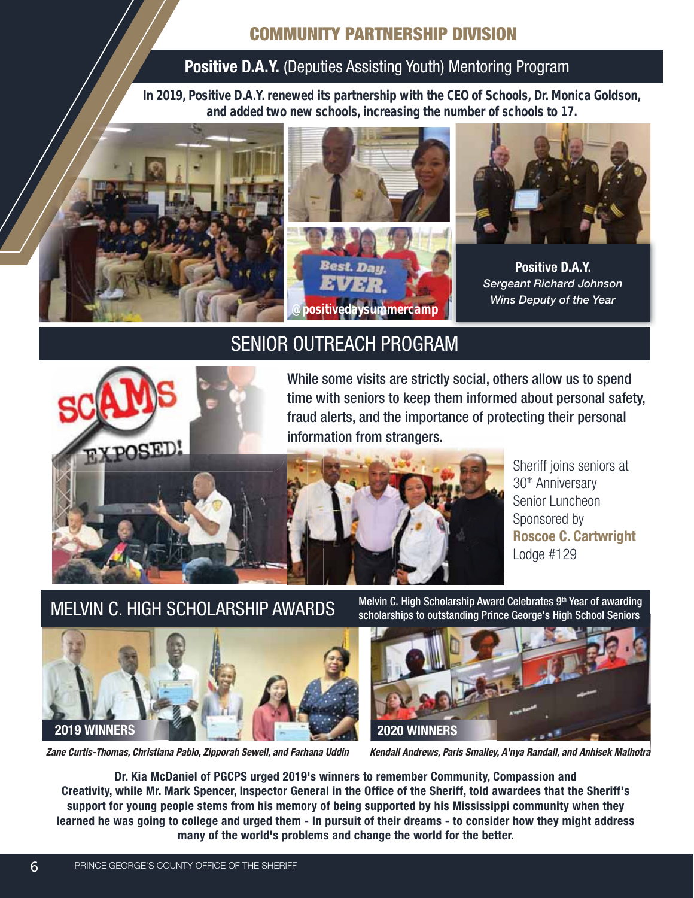# COMMUNITY PARTNERSHIP DIVISION

## **Positive D.A.Y.** (Deputies Assisting Youth) Mentoring Program

**In 2019, Positive D.A.Y. renewed its partnership with the CEO of Schools, Dr. Monica Goldson, and added two new schools, increasing the number of schools to 17.**

@positivedaysummercamp

**Positive D.A.Y.**
*Sergeant Richard Johnson Wins Deputy of the Year*

## SENIOR OUTREACH PROGRAM

While some visits are strictly social, others allow us to spend time with seniors to keep them informed about personal safety, fraud alerts, and the importance of protecting their personal information from strangers.

Sheriff joins seniors at 30th Anniversary Senior Luncheon Sponsored by **Roscoe C. Cartwright** Lodge #129

## MELVIN C. HIGH SCHOLARSHIP AWARDS

Melvin C. High Scholarship Award Celebrates 9th Year of awarding scholarships to outstanding Prince George's High School Seniors

**2019 WINNERS**

*Zane Curtis-Thomas, Christiana Pablo, Zipporah Sewell, and Farhana Uddin*

**2020 WINNERS**

*Kendall Andrews, Paris Smalley, A'nya Randall, and Anhisek Malhotra*

**Dr. Kia McDaniel of PGCPS urged 2019's winners to remember Community, Compassion and Creativity, while Mr. Mark Spencer, Inspector General in the Office of the Sheriff, told awardees that the Sheriff's support for young people stems from his memory of being supported by his Mississippi community when they learned he was going to college and urged them - In pursuit of their dreams - to consider how they might address many of the world's problems and change the world for the better.**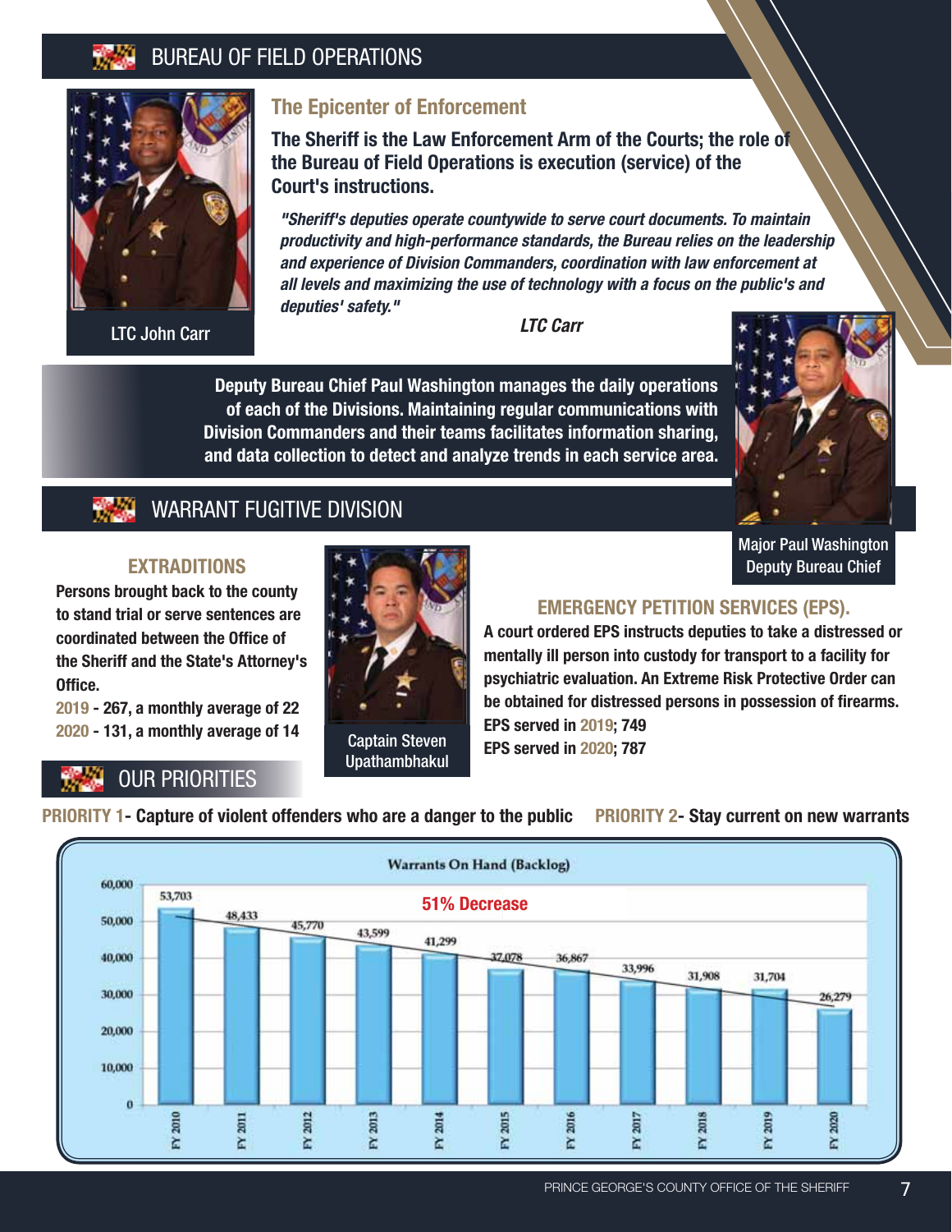## BUREAU OF FIELD OPERATIONS

LTC John Carr

### The Epicenter of Enforcement

**The Sheriff is the Law Enforcement Arm of the Courts; the role of the Bureau of Field Operations is execution (service) of the Court's instructions.**

***"Sheriff's deputies operate countywide to serve court documents. To maintain productivity and high-performance standards, the Bureau relies on the leadership and experience of Division Commanders, coordination with law enforcement at all levels and maximizing the use of technology with a focus on the public's and deputies' safety."***

***LTC Carr***

**Deputy Bureau Chief Paul Washington manages the daily operations of each of the Divisions. Maintaining regular communications with Division Commanders and their teams facilitates information sharing, and data collection to detect and analyze trends in each service area.**

Major Paul Washington
Deputy Bureau Chief

## WARRANT FUGITIVE DIVISION

### EXTRADITIONS

**Persons brought back to the county to stand trial or serve sentences are coordinated between the Office of the Sheriff and the State's Attorney's Office.**

**2019 - 267, a monthly average of 22**
**2020 - 131, a monthly average of 14**

Captain Steven Upathambhakul

### EMERGENCY PETITION SERVICES (EPS).

**A court ordered EPS instructs deputies to take a distressed or mentally ill person into custody for transport to a facility for psychiatric evaluation. An Extreme Risk Protective Order can be obtained for distressed persons in possession of firearms.**

**EPS served in 2019; 749**
**EPS served in 2020; 787**

## OUR PRIORITIES

**PRIORITY 1- Capture of violent offenders who are a danger to the public**

**PRIORITY 2- Stay current on new warrants**

**Warrants On Hand (Backlog)**

**51% Decrease**

| Fiscal Year | Warrants On Hand |
|---|---|
| FY 2010 | 53,703 |
| FY 2011 | 48,433 |
| FY 2012 | 45,770 |
| FY 2013 | 43,599 |
| FY 2014 | 41,299 |
| FY 2015 | 37,078 |
| FY 2016 | 36,867 |
| FY 2017 | 33,996 |
| FY 2018 | 31,908 |
| FY 2019 | 31,704 |
| FY 2020 | 26,279 |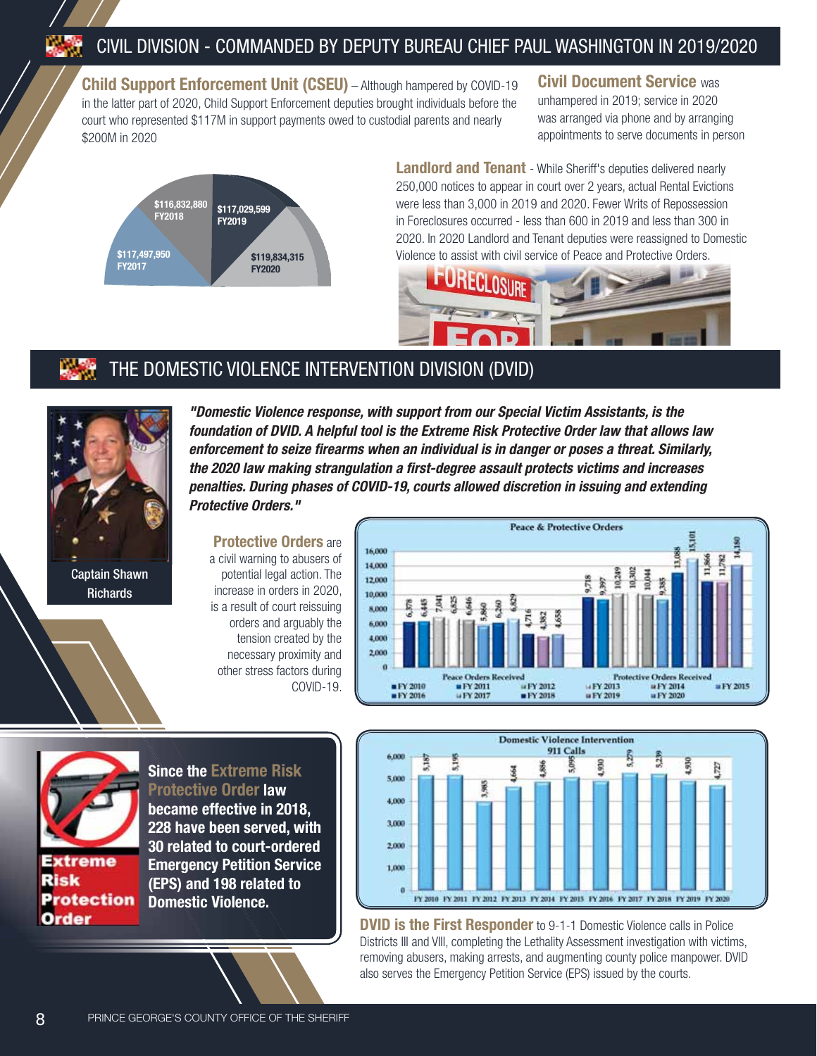## CIVIL DIVISION - COMMANDED BY DEPUTY BUREAU CHIEF PAUL WASHINGTON IN 2019/2020

**Child Support Enforcement Unit (CSEU)** – Although hampered by COVID-19 in the latter part of 2020, Child Support Enforcement deputies brought individuals before the court who represented $117M in support payments owed to custodial parents and nearly $200M in 2020

| Fiscal Year | Amount |
|---|---|
| FY2017 | $117,497,950 |
| FY2018 | $116,832,880 |
| FY2019 | $117,029,599 |
| FY2020 | $119,834,315 |

**Civil Document Service** was unhampered in 2019; service in 2020 was arranged via phone and by arranging appointments to serve documents in person

**Landlord and Tenant** - While Sheriff's deputies delivered nearly 250,000 notices to appear in court over 2 years, actual Rental Evictions were less than 3,000 in 2019 and 2020. Fewer Writs of Repossession in Foreclosures occurred - less than 600 in 2019 and less than 300 in 2020. In 2020 Landlord and Tenant deputies were reassigned to Domestic Violence to assist with civil service of Peace and Protective Orders.

## THE DOMESTIC VIOLENCE INTERVENTION DIVISION (DVID)

Captain Shawn Richards

***"Domestic Violence response, with support from our Special Victim Assistants, is the foundation of DVID. A helpful tool is the Extreme Risk Protective Order law that allows law enforcement to seize firearms when an individual is in danger or poses a threat. Similarly, the 2020 law making strangulation a first-degree assault protects victims and increases penalties. During phases of COVID-19, courts allowed discretion in issuing and extending Protective Orders."***

**Protective Orders** are a civil warning to abusers of potential legal action. The increase in orders in 2020, is a result of court reissuing orders and arguably the tension created by the necessary proximity and other stress factors during COVID-19.

**Peace & Protective Orders**

| | FY 2010 | FY 2011 | FY 2012 | FY 2013 | FY 2014 | FY 2015 | FY 2016 | FY 2017 | FY 2018 | FY 2019 | FY 2020 |
|---|---|---|---|---|---|---|---|---|---|---|---|
| Peace Orders Received | 6,378 | 6,445 | 7,041 | 6,825 | 6,646 | 5,860 | 6,260 | 6,829 | 4,716 | 4,382 | 4,658 |
| Protective Orders Received | 9,718 | 9,397 | 10,249 | 10,302 | 10,044 | 9,385 | 13,088 | 15,101 | 11,866 | 11,782 | 14,180 |

**Extreme Risk Protection Order**

**Since the Extreme Risk Protective Order law became effective in 2018, 228 have been served, with 30 related to court-ordered Emergency Petition Service (EPS) and 198 related to Domestic Violence.**

**Domestic Violence Intervention 911 Calls**

| FY 2010 | FY 2011 | FY 2012 | FY 2013 | FY 2014 | FY 2015 | FY 2016 | FY 2017 | FY 2018 | FY 2019 | FY 2020 |
|---|---|---|---|---|---|---|---|---|---|---|
| 5,187 | 5,195 | 3,985 | 4,664 | 4,886 | 5,095 | 4,930 | 5,279 | 5,239 | 4,930 | 4,727 |

**DVID is the First Responder** to 9-1-1 Domestic Violence calls in Police Districts III and VIII, completing the Lethality Assessment investigation with victims, removing abusers, making arrests, and augmenting county police manpower. DVID also serves the Emergency Petition Service (EPS) issued by the courts.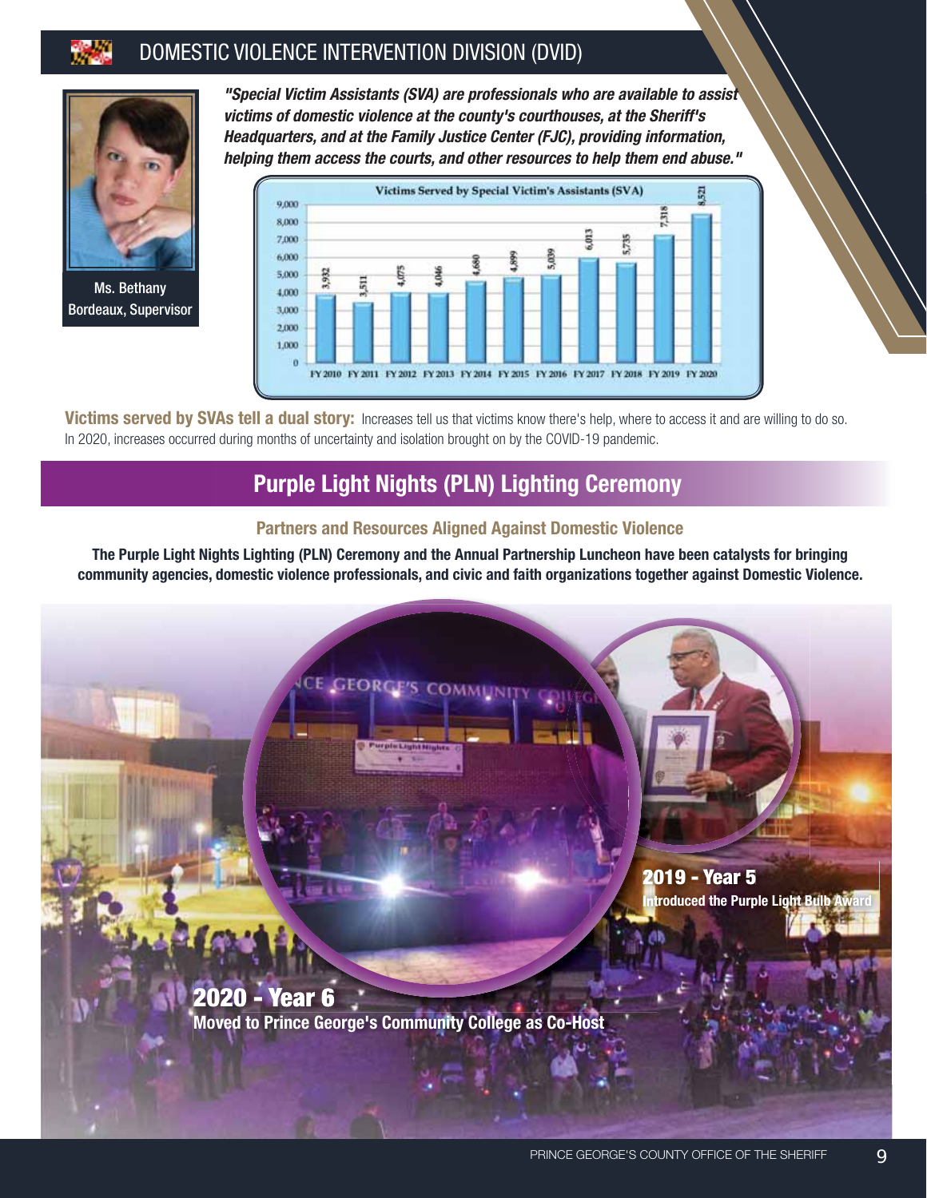## DOMESTIC VIOLENCE INTERVENTION DIVISION (DVID)

Ms. Bethany Bordeaux, Supervisor

***"Special Victim Assistants (SVA) are professionals who are available to assist victims of domestic violence at the county's courthouses, at the Sheriff's Headquarters, and at the Family Justice Center (FJC), providing information, helping them access the courts, and other resources to help them end abuse."***

**Victims Served by Special Victim's Assistants (SVA)**

| Fiscal Year | Victims Served |
|---|---|
| FY 2010 | 3,932 |
| FY 2011 | 3,511 |
| FY 2012 | 4,075 |
| FY 2013 | 4,046 |
| FY 2014 | 4,680 |
| FY 2015 | 4,899 |
| FY 2016 | 5,039 |
| FY 2017 | 6,013 |
| FY 2018 | 5,735 |
| FY 2019 | 7,318 |
| FY 2020 | 8,521 |

**Victims served by SVAs tell a dual story:** Increases tell us that victims know there's help, where to access it and are willing to do so. In 2020, increases occurred during months of uncertainty and isolation brought on by the COVID-19 pandemic.

## Purple Light Nights (PLN) Lighting Ceremony

### Partners and Resources Aligned Against Domestic Violence

**The Purple Light Nights Lighting (PLN) Ceremony and the Annual Partnership Luncheon have been catalysts for bringing community agencies, domestic violence professionals, and civic and faith organizations together against Domestic Violence.**

**2019 - Year 5**
**Introduced the Purple Light Bulb Award**

**2020 - Year 6**
**Moved to Prince George's Community College as Co-Host**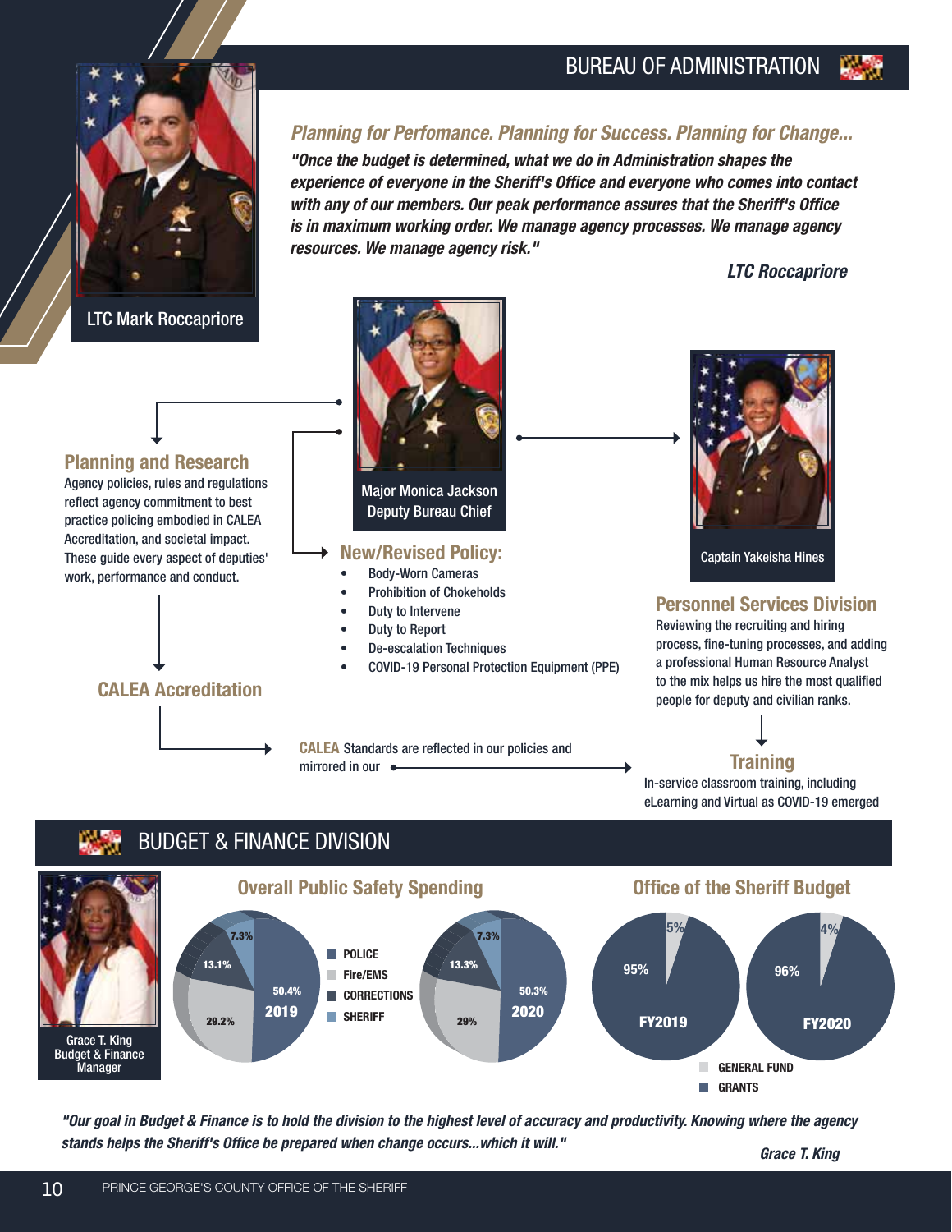# BUREAU OF ADMINISTRATION

LTC Mark Roccapriore

## Planning for Perfomance. Planning for Success. Planning for Change...

***"Once the budget is determined, what we do in Administration shapes the experience of everyone in the Sheriff's Office and everyone who comes into contact with any of our members. Our peak performance assures that the Sheriff's Office is in maximum working order. We manage agency processes. We manage agency resources. We manage agency risk."***

***LTC Roccapriore***

Major Monica Jackson
Deputy Bureau Chief

Captain Yakeisha Hines

### Planning and Research

Agency policies, rules and regulations reflect agency commitment to best practice policing embodied in CALEA Accreditation, and societal impact. These guide every aspect of deputies' work, performance and conduct.

### New/Revised Policy:

- Body-Worn Cameras
- Prohibition of Chokeholds
- Duty to Intervene
- Duty to Report
- De-escalation Techniques
- COVID-19 Personal Protection Equipment (PPE)

### Personnel Services Division

Reviewing the recruiting and hiring process, fine-tuning processes, and adding a professional Human Resource Analyst to the mix helps us hire the most qualified people for deputy and civilian ranks.

### CALEA Accreditation

CALEA Standards are reflected in our policies and mirrored in our

### Training

In-service classroom training, including eLearning and Virtual as COVID-19 emerged

# BUDGET & FINANCE DIVISION

Grace T. King
Budget & Finance Manager

## Overall Public Safety Spending

| | 2019 | 2020 |
|---|---|---|
| POLICE | 50.4% | 50.3% |
| Fire/EMS | 29.2% | 29% |
| CORRECTIONS | 13.1% | 13.3% |
| SHERIFF | 7.3% | 7.3% |

## Office of the Sheriff Budget

| | FY2019 | FY2020 |
|---|---|---|
| GENERAL FUND | 95% | 96% |
| GRANTS | 5% | 4% |

***"Our goal in Budget & Finance is to hold the division to the highest level of accuracy and productivity. Knowing where the agency stands helps the Sheriff's Office be prepared when change occurs...which it will."***

***Grace T. King***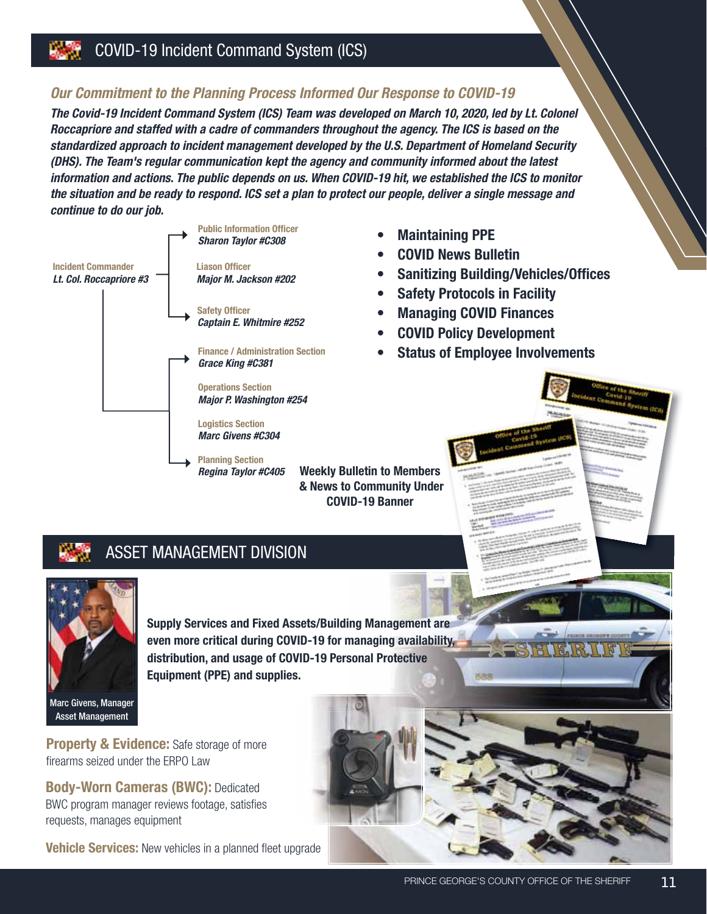## COVID-19 Incident Command System (ICS)

### *Our Commitment to the Planning Process Informed Our Response to COVID-19*

***The Covid-19 Incident Command System (ICS) Team was developed on March 10, 2020, led by Lt. Colonel Roccapriore and staffed with a cadre of commanders throughout the agency. The ICS is based on the standardized approach to incident management developed by the U.S. Department of Homeland Security (DHS). The Team's regular communication kept the agency and community informed about the latest information and actions. The public depends on us. When COVID-19 hit, we established the ICS to monitor the situation and be ready to respond. ICS set a plan to protect our people, deliver a single message and continue to do our job.***

**Incident Commander**
*Lt. Col. Roccapriore #3*

- **Public Information Officer** – *Sharon Taylor #C308*
- **Liason Officer** – *Major M. Jackson #202*
- **Safety Officer** – *Captain E. Whitmire #252*
- **Finance / Administration Section** – *Grace King #C381*
- **Operations Section** – *Major P. Washington #254*
- **Logistics Section** – *Marc Givens #C304*
- **Planning Section** – *Regina Taylor #C405*

- **Maintaining PPE**
- **COVID News Bulletin**
- **Sanitizing Building/Vehicles/Offices**
- **Safety Protocols in Facility**
- **Managing COVID Finances**
- **COVID Policy Development**
- **Status of Employee Involvements**

**Weekly Bulletin to Members & News to Community Under COVID-19 Banner**

## ASSET MANAGEMENT DIVISION

Marc Givens, Manager
Asset Management

**Supply Services and Fixed Assets/Building Management are even more critical during COVID-19 for managing availability, distribution, and usage of COVID-19 Personal Protective Equipment (PPE) and supplies.**

**Property & Evidence:** Safe storage of more firearms seized under the ERPO Law

**Body-Worn Cameras (BWC):** Dedicated BWC program manager reviews footage, satisfies requests, manages equipment

**Vehicle Services:** New vehicles in a planned fleet upgrade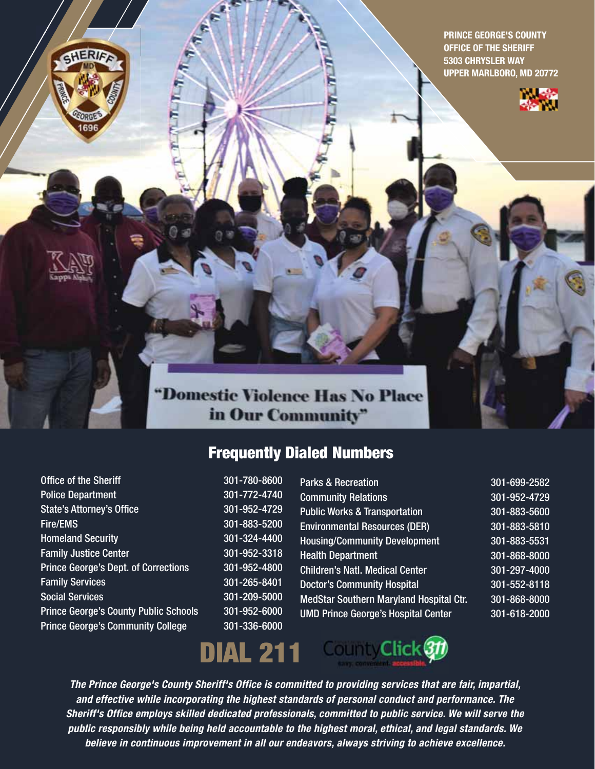PRINCE GEORGE'S COUNTY
OFFICE OF THE SHERIFF
5303 CHRYSLER WAY
UPPER MARLBORO, MD 20772

"Domestic Violence Has No Place in Our Community"

## Frequently Dialed Numbers

| | |
|---|---|
| Office of the Sheriff | 301-780-8600 |
| Police Department | 301-772-4740 |
| State's Attorney's Office | 301-952-4729 |
| Fire/EMS | 301-883-5200 |
| Homeland Security | 301-324-4400 |
| Family Justice Center | 301-952-3318 |
| Prince George's Dept. of Corrections | 301-952-4800 |
| Family Services | 301-265-8401 |
| Social Services | 301-209-5000 |
| Prince George's County Public Schools | 301-952-6000 |
| Prince George's Community College | 301-336-6000 |
| Parks & Recreation | 301-699-2582 |
| Community Relations | 301-952-4729 |
| Public Works & Transportation | 301-883-5600 |
| Environmental Resources (DER) | 301-883-5810 |
| Housing/Community Development | 301-883-5531 |
| Health Department | 301-868-8000 |
| Children's Natl. Medical Center | 301-297-4000 |
| Doctor's Community Hospital | 301-552-8118 |
| MedStar Southern Maryland Hospital Ctr. | 301-868-8000 |
| UMD Prince George's Hospital Center | 301-618-2000 |

**DIAL 211** CountyClick 311

*The Prince George's County Sheriff's Office is committed to providing services that are fair, impartial, and effective while incorporating the highest standards of personal conduct and performance. The Sheriff's Office employs skilled dedicated professionals, committed to public service. We will serve the public responsibly while being held accountable to the highest moral, ethical, and legal standards. We believe in continuous improvement in all our endeavors, always striving to achieve excellence.*